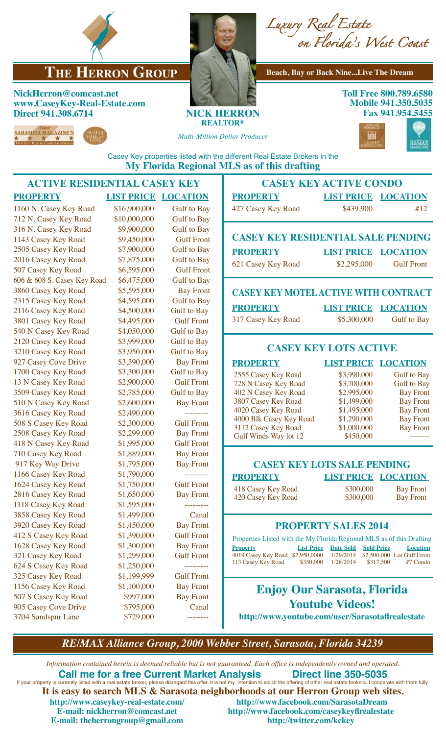# The Herron Group

*Luxury Real Estate on Florida's West Coast*

**Beach, Bay or Back Nine...Live The Dream**

**NickHerron@comcast.net**
**www.CaseyKey-Real-Estate.com**
**Direct 941.308.6714**

**NICK HERRON**
**REALTOR®**
*Multi-Million Dollar Producer*

**Toll Free 800.789.6580**
**Mobile 941.350.5035**
**Fax 941.954.5455**

Voted SARASOTA MAGAZINE'S Five Star: Best in Client Satisfaction

RE/MAX HALL OF FAME

Casey Key properties listed with the different Real Estate Brokers in the
**My Florida Regional MLS as of this drafting**

## ACTIVE RESIDENTIAL CASEY KEY

| PROPERTY | LIST PRICE | LOCATION |
|---|---|---|
| 1160 N. Casey Key Road | $16,900,000 | Gulf to Bay |
| 712 N. Casey Key Road | $10,000,000 | Gulf to Bay |
| 316 N. Casey Key Road | $9,900,000 | Gulf to Bay |
| 1143 Casey Key Road | $9,450,000 | Gulf Front |
| 2505 Casey Key Road | $7,900,000 | Gulf to Bay |
| 2016 Casey Key Road | $7,875,000 | Gulf to Bay |
| 507 Casey Key Road | $6,595,000 | Gulf Front |
| 606 & 608 S. Casey Key Road | $6,475,000 | Gulf to Bay |
| 3860 Casey Key Road | $5,595,000 | Bay Front |
| 2315 Casey Key Road | $4,595,000 | Gulf to Bay |
| 2116 Casey Key Road | $4,500,000 | Gulf to Bay |
| 3801 Casey Key Road | $4,495,000 | Gulf Front |
| 540 N Casey Key Road | $4,050,000 | Gulf to Bay |
| 2120 Casey Key Road | $3,999,000 | Gulf to Bay |
| 3210 Casey Key Road | $3,950,000 | Gulf to Bay |
| 927 Casey Cove Drive | $3,390,000 | Bay Front |
| 1700 Casey Key Road | $3,300,000 | Gulf to Bay |
| 13 N Casey Key Road | $2,900,000 | Gulf Front |
| 3509 Casey Key Road | $2,785,000 | Gulf to Bay |
| 510 N Casey Key Road | $2,600,000 | Bay Front |
| 3616 Casey Key Road | $2,490,000 | --------- |
| 508 S Casey Key Road | $2,300,000 | Gulf Front |
| 2508 Casey Key Road | $2,299,000 | Bay Front |
| 418 N Casey Key Road | $1,995,000 | Gulf Front |
| 710 Casey Key Road | $1,889,000 | Bay Front |
| 917 Key Way Drive | $1,795,000 | Bay Front |
| 1166 Casey Key Road | $1,790,000 | --------- |
| 1624 Casey Key Road | $1,750,000 | Gulf Front |
| 2816 Casey Key Road | $1,650,000 | Bay Front |
| 1118 Casey Key Road | $1,595,000 | --------- |
| 3858 Casey Key Road | $1,499,000 | Canal |
| 3920 Casey Key Road | $1,450,000 | Bay Front |
| 412 S Casey Key Road | $1,390,000 | Gulf Front |
| 1628 Casey Key Road | $1,300,000 | Bay Front |
| 321 Casey Key Road | $1,299,000 | Gulf Front |
| 624 S Casey Key Road | $1,250,000 | --------- |
| 325 Casey Key Road | $1,199,999 | Gulf Front |
| 1156 Casey Key Road | $1,100,000 | Bay Front |
| 507 S Casey Key Road | $997,000 | Bay Front |
| 905 Casey Cove Drive | $795,000 | Canal |
| 3704 Sandspur Lane | $729,000 | -------- |

## CASEY KEY ACTIVE CONDO

| PROPERTY | LIST PRICE | LOCATION |
|---|---|---|
| 427 Casey Key Road | $439,900 | #12 |

## CASEY KEY RESIDENTIAL SALE PENDING

| PROPERTY | LIST PRICE | LOCATION |
|---|---|---|
| 621 Casey Key Road | $2,295,000 | Gulf Front |

## CASEY KEY MOTEL ACTIVE WITH CONTRACT

| PROPERTY | LIST PRICE | LOCATION |
|---|---|---|
| 317 Casey Key Road | $5,300,000 | Gulf to Bay |

## CASEY KEY LOTS ACTIVE

| PROPERTY | LIST PRICE | LOCATION |
|---|---|---|
| 2555 Casey Key Road | $3,990,000 | Gulf to Bay |
| 728 N Casey Key Road | $3,700,000 | Gulf to Bay |
| 402 N Casey Key Road | $2,995,000 | Bay Front |
| 3807 Casey Key Road | $1,499,000 | Bay Front |
| 4020 Casey Key Road | $1,495,000 | Bay Front |
| 4000 Blk Casey Key Road | $1,290,000 | Bay Front |
| 3112 Casey Key Road | $1,000,000 | Bay Front |
| Gulf Winds Way lot 12 | $450,000 | -------- |

## CASEY KEY LOTS SALE PENDING

| PROPERTY | LIST PRICE | LOCATION |
|---|---|---|
| 418 Casey Key Road | $300,000 | Bay Front |
| 420 Casey Key Road | $300,000 | Bay Front |

## PROPERTY SALES 2014

Properties Listed with the My Florida Regional MLS as of this Drafting

| Property | List Price | Date Sold | Sold Price | Location |
|---|---|---|---|---|
| 4019 Casey Key Road | $2,950,0000 | 1/29/2014 | $2,500,000 | Lot Gulf Front |
| 113 Casey Key Road | $350,000 | 1/28/2014 | $317,500 | #7 Condo |

## Enjoy Our Sarasota, Florida Youtube Videos!

**http://www.youtube.com/user/Sarasotaflrealestate**

***RE/MAX Alliance Group, 2000 Webber Street, Sarasota, Florida 34239***

*Information contained herein is deemed reliable but is not guaranteed. Each office is independently owned and operated.*

**Call me for a free Current Market Analysis     Direct line 350-5035**

If your property is currently listed with a real estate broker, please disregard this offer. It is not my intention to solicit the offering of other real estate brokers. I cooperate with them fully.

**It is easy to search MLS & Sarasota neighborhoods at our Herron Group web sites.**

**http://www.caseykey-real-estate.com/**
**E-mail: nickherron@comcast.net**
**E-mail: theherrongroup@gmail.com**
**http://www.facebook.com/SarasotaDream**
**http://www.facebook.com/caseykeyflrealestate**
**http://twitter.com/kckey**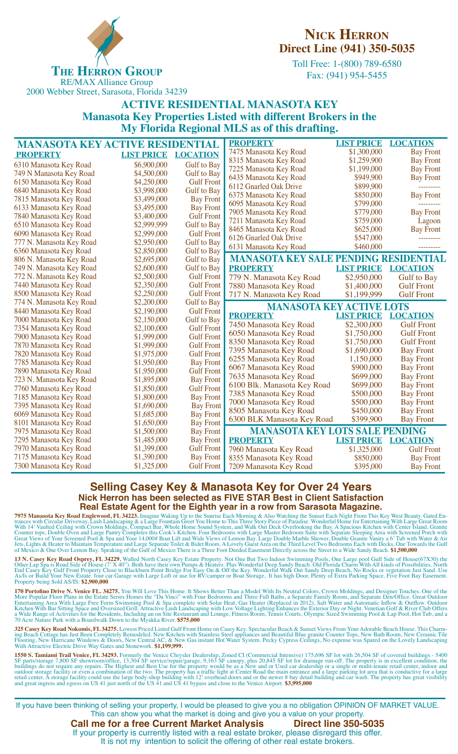**THE HERRON GROUP**
RE/MAX Alliance Group
2000 Webber Street, Sarasota, Florida 34239

**NICK HERRON**
**Direct Line (941) 350-5035**
Toll Free: 1-(800) 789-6580
Fax: (941) 954-5455

## ACTIVE RESIDENTIAL MANASOTA KEY
### Manasota Key Properties Listed with different Brokers in the My Florida Regional MLS as of this drafting.

### MANASOTA KEY ACTIVE RESIDENTIAL

| PROPERTY | LIST PRICE | LOCATION |
|---|---|---|
| 6310 Manasota Key Road | $6,900,000 | Gulf to Bay |
| 749 N Manasota Key Road | $4,500,000 | Gulf to Bay |
| 6150 Manasota Key Road | $4,250,000 | Gulf Front |
| 6840 Manasota Key Road | $3,998,000 | Gulf to Bay |
| 7815 Manasota Key Road | $3,499,000 | Bay Front |
| 6133 Manasota Key Road | $3,495,000 | Bay Front |
| 7840 Manasota Key Road | $3,400,000 | Gulf Front |
| 6510 Manasota Key Road | $2,999,999 | Gulf to Bay |
| 6090 Manasota Key Road | $2,999,000 | Gulf Front |
| 777 N. Manasota Key Road | $2,950,000 | Gulf to Bay |
| 6360 Manasota Key Road | $2,850,000 | Gulf to Bay |
| 806 N. Manasota Key Road | $2,695,000 | Gulf to Bay |
| 749 N. Manasota Key Road | $2,600,000 | Gulf to Bay |
| 772 N. Manasota Key Road | $2,500,000 | Gulf Front |
| 7440 Manasota Key Road | $2,350,000 | Gulf Front |
| 8500 Manasota Key Road | $2,250,000 | Gulf Front |
| 774 N. Manasota Key Road | $2,200,000 | Gulf to Bay |
| 8440 Manasota Key Road | $2,190,000 | Gulf Front |
| 7000 Manasota Key Road | $2,150,000 | Gulf to Bay |
| 7354 Manasota Key Road | $2,100,000 | Gulf Front |
| 7900 Manasota Key Road | $1,999,000 | Gulf Front |
| 7870 Manasota Key Road | $1,999,000 | Gulf Front |
| 7820 Manasota Key Road | $1,975,000 | Gulf Front |
| 7785 Manasota Key Road | $1,950,000 | Bay Front |
| 7890 Manasota Key Road | $1,950,000 | Gulf Front |
| 723 N. Manasota Key Road | $1,895,000 | Bay Front |
| 7760 Manasota Key Road | $1,850,000 | Gulf Front |
| 7185 Manasota Key Road | $1,800,000 | Bay Front |
| 7395 Manasota Key Road | $1,690,000 | Bay Front |
| 6069 Manasota Key Road | $1,685,000 | Bay Front |
| 8101 Manasota Key Road | $1,650,000 | Bay Front |
| 7975 Manasota Key Road | $1,500,000 | Bay Front |
| 7295 Manasota Key Road | $1,485,000 | Bay Front |
| 7970 Manasota Key Road | $1,399,000 | Gulf Front |
| 7175 Manasota Key Road | $1,390,000 | Bay Front |
| 7300 Manasota Key Road | $1,325,000 | Gulf Front |
| 7475 Manasota Key Road | $1,300,000 | Bay Front |
| 8315 Manasota Key Road | $1,259,900 | Bay Front |
| 7225 Manasota Key Road | $1,199,000 | Bay Front |
| 6435 Manasota Key Road | $949,900 | Bay Front |
| 6112 Gnarled Oak Drive | $899,900 | --------- |
| 6375 Manasota Key Road | $850,000 | Bay Front |
| 6095 Manasota Key Road | $799,000 | --------- |
| 7905 Manasota Key Road | $779,000 | Bay Front |
| 7211 Manasota Key Road | $759,000 | Lagoon |
| 8465 Manasota Key Road | $625,000 | Bay Front |
| 6126 Gnarled Oak Drive | $547,000 | --------- |
| 6131 Manasota Key Road | $460,000 | --------- |

### MANASOTA KEY SALE PENDING RESIDENTIAL

| PROPERTY | LIST PRICE | LOCATION |
|---|---|---|
| 779 N. Manasota Key Road | $2,950,000 | Gulf to Bay |
| 7880 Manasota Key Road | $1,400,000 | Gulf Front |
| 717 N. Manasota Key Road | $1,199,999 | Gulf Front |

### MANASOTA KEY ACTIVE LOTS

| PROPERTY | LIST PRICE | LOCATION |
|---|---|---|
| 7450 Manasota Key Road | $2,300,000 | Gulf Front |
| 6050 Manasota Key Road | $1,750,000 | Gulf Front |
| 8350 Manasota Key Road | $1,750,000 | Gulf Front |
| 7395 Manasota Key Road | $1,690,000 | Bay Front |
| 6255 Manasota Key Road | 1,150,000 | Bay Front |
| 6067 Manasota Key Road | $900,000 | Bay Front |
| 7635 Manasota Key Road | $699,000 | Bay Front |
| 6100 Blk. Manasota Key Road | $699,000 | Bay Front |
| 7385 Manasota Key Road | $500,000 | Bay Front |
| 7000 Manasota Key Road | $500,000 | Bay Front |
| 8505 Manasota Key Road | $450,000 | Bay Front |
| 6300 BLK Manasota Key Road | $399,900 | Bay Front |

### MANASOTA KEY LOTS SALE PENDING

| PROPERTY | LIST PRICE | LOCATION |
|---|---|---|
| 7960 Manasota Key Road | $1,325,000 | Gulf Front |
| 8355 Manasota Key Road | $850,000 | Bay Front |
| 7209 Manasota Key Road | $395,000 | Bay Front |

## Selling Casey Key & Manasota Key for Over 24 Years
### Nick Herron has been selected as FIVE STAR Best in Client Satisfaction Real Estate Agent for the Eighth year in a row from Sarasota Magazine.

**7975 Manasota Key Road Englewood, FL 34223.** Imagine Waking Up to the Sunrise Each Morning & Also Watching the Sunset Each Night From This Key West Beauty. Gated Entrances with Circular Driveway, Lush Landscaping & a Large Fountain Greet You Home to This Three Story Piece of Paradise. Wonderful Home for Entertaining With Large Great Room With 14' Vaulted Ceiling with Crown Moldings, Compact Bar, Whole Home Sound System, and Walk Out Deck Overlooking the Bay. A Spacious Kitchen with Center Island, Granite Counter tops, Double Oven and Large Pantry Completes this Cook's Kitchen. Four Bedrooms with Large Master Bedroom Suite with Separate Sleeping Area with Screened Porch with Great Views of Your Screened Pool & Spa and Your 14,000# Boat Lift and Wide Views of Lemon Bay. Large Double Marble Shower, Double Granite Vanity a 6' Tub with Water & Air Jets, Lights & Heater to Maintain Temperature and Large Separate Toilet & Bidet Room. A Lovely Guest Area on the Third Level Two Bedrooms Each with Decks, One Towards the Gulf of Mexico & One Over Lemon Bay. Speaking of the Gulf of Mexico There is a Three Foot Deeded Easement Directly across the Street to a Wide Sandy Beach. **$1,500,000**

**13 N. Casey Key Road Osprey, FL 34229.** Walled North Casey Key Estate Property. Not One But Two Indoor Swimming Pools, One Large pool Gulf Side of House(67X30) the Other Lap Spa is Road Side of House (7' X 40"). Both have their own Pumps & Heaters. Plus Wonderful Deep Sandy Beach. Old Florida Charm With All kinds of Possibilities. North End Casey Key Gulf Front Property Close to Blackburn Point Bridge For Easy On & Off the Key. Wonderful Walk Out Sandy Deep Beach, No Rocks or vegetation Just Sand. Use As/Is or Build Your New Estate. four car Garage with Large Loft or use for RV/camper or Boat Storage, It has high Door. Plenty of Extra Parking Space. Five Foot Bay Easement. Property being Sold AS/IS: **$2,900,000**

**170 Portofino Drive N. Venice FL. 34275.** You Will Love This Home. It Shows Better Than a Model With Its Neutral Colors, Crown Moldings, and Designer Touches. One of the More Popular Floor Plans in the Estate Series Homes the "Da Vinci" with Four Bedrooms and Three Full Baths, a Separate Family Room, and Separate Den/Office. Great Outdoor Entertaining Area With Large Free Form Swimming Pool & Spa complete with Solar Heat, Gas Heater (Replaced in 2012), Salt Water and Automatic Inflow & Outflow. Outdoor Kitchen With Bar Sitting Space and Oversized Grill. Attractive Lush Landscaping with Low Voltage Lighting Enhances the Exterior Day or Night. Venetian Golf & River Club Offers a Wide Range of Activities for the Residents, Including an on Site Restaurant and Lounge, Fitness Room, Tennis Courts, Olympic Sized Swimming Pool & Lap Pool, Hot Tub, and a 70 Acre Nature Park with a Boardwalk Down to the Myakka River. **$575,000**

**325 Casey Key Road Nokomis, FL 34275.** Lowest Priced Listed Gulf Front Home on Casey Key. Spectacular Beach & Sunset Views From Your Adorable Beach House. This Charming Beach Cottage has Just Been Completely Remodeled. New Kitchen with Stainless Steel appliances and Beautiful Blue granite Counter Tops, New Bath Room, New Ceramic Tile Flooring, New Hurricane Windows & Doors, New Central AC, & New Gas instant Hot Water System. Pecky Cypress Ceilings, No expense was Spared on the Lovely Landscaping With Attractive Electric Drive Way Gates and Stonework. **$1,199,999.**

**1550 S. Tamiami Trail Venice, FL 34293.** Formerly the Venice Chrysler Dealership, Zoned CI (Commercial Intensive) 175,696 SF lot with 26,504 SF of covered buildings - 5400 SF parts/storage 7,800 SF showroom/office, 13,304 SF service/repair/garage, 9,163 SF canopy, plus 20,845 SF lot for drainage run-off. The property is in excellent condition, the buildings do not require any repairs. The Highest and Best Use for the property would be as a New and or Used car dealership or a single or multi-tenate retail center, indoor and outdoor storage facility or even a combination of the two. The property has a traffic light at Center Road the main entrance and a large parking lot area that is conductive for a large retail center. A storage facility could use the large body-shop building with 12' overhead doors and or the newer 8 bay detail building and car wash. The property has great visibility and great ingress and egress on US 41 just north of the US 41 and US 41 bypass and close to the Venice Airport. **$3,995,000**

If you have been thinking of selling your property, I would be pleased to give you a no obligation OPINION OF MARKET VALUE. This can show you what the market is doing and give you a value on your property.

**Call me for a free Current Market Analysis Direct line 350-5035**

If your property is currently listed with a real estate broker, please disregard this offer. It is not my intention to solicit the offering of other real estate brokers.